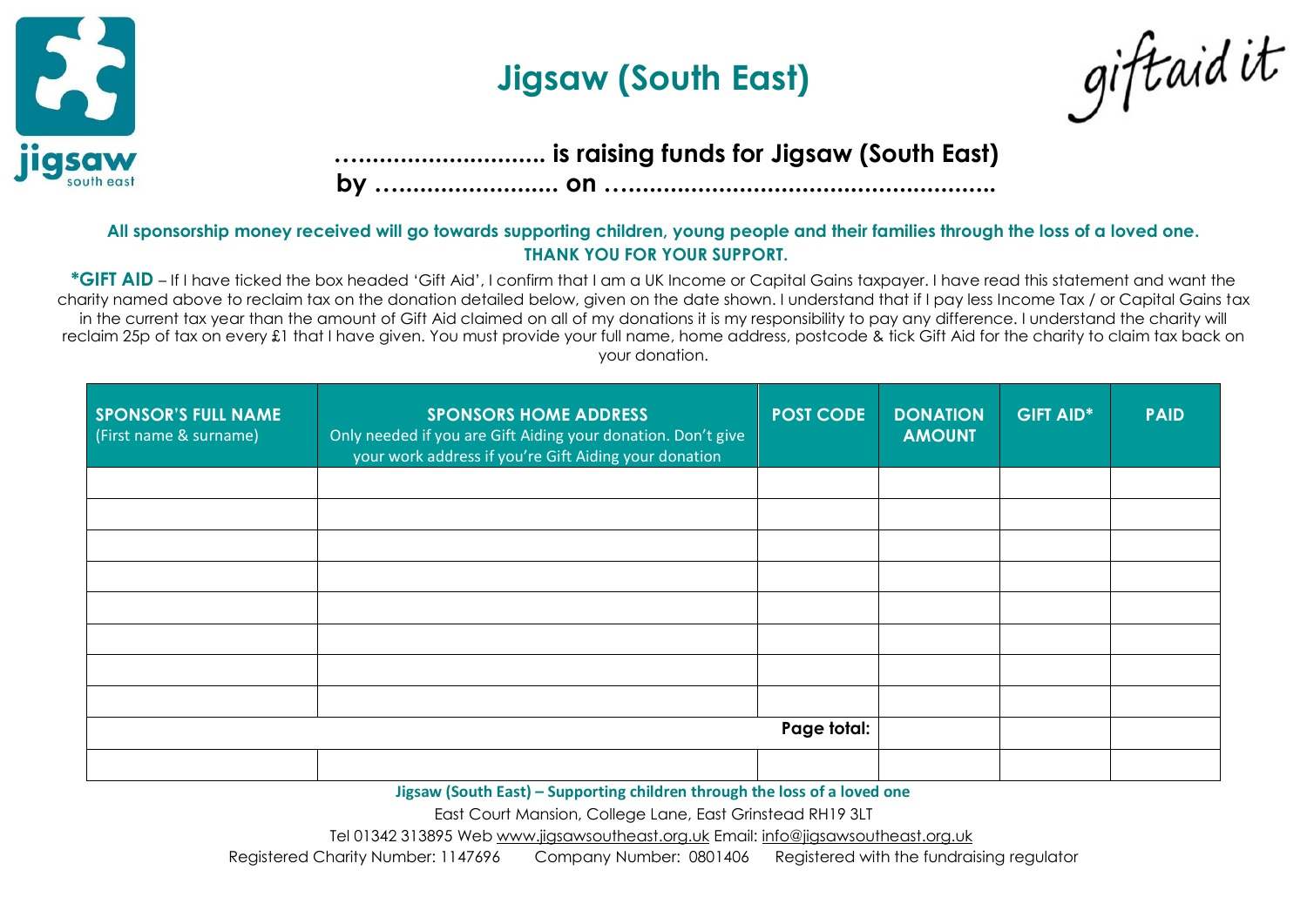# Jigsaw (South East)

giftaid it

**………………………. is raising funds for Jigsaw (South East) by ……………………. on ……………………………………………….**

**All sponsorship money received will go towards supporting children, young people and their families through the loss of a loved one.**
**THANK YOU FOR YOUR SUPPORT.**

**\*GIFT AID** – If I have ticked the box headed 'Gift Aid', I confirm that I am a UK Income or Capital Gains taxpayer. I have read this statement and want the charity named above to reclaim tax on the donation detailed below, given on the date shown. I understand that if I pay less Income Tax / or Capital Gains tax in the current tax year than the amount of Gift Aid claimed on all of my donations it is my responsibility to pay any difference. I understand the charity will reclaim 25p of tax on every £1 that I have given. You must provide your full name, home address, postcode & tick Gift Aid for the charity to claim tax back on your donation.

| **SPONSOR'S FULL NAME** (First name & surname) | **SPONSORS HOME ADDRESS** Only needed if you are Gift Aiding your donation. Don't give your work address if you're Gift Aiding your donation | **POST CODE** | **DONATION AMOUNT** | **GIFT AID\*** | **PAID** |
|---|---|---|---|---|---|
| | | | | | |
| | | | | | |
| | | | | | |
| | | | | | |
| | | | | | |
| | | | | | |
| | | | | | |
| | | | | | |
| | | **Page total:** | | | |
| | | | | | |

**Jigsaw (South East) – Supporting children through the loss of a loved one**

East Court Mansion, College Lane, East Grinstead RH19 3LT

Tel 01342 313895 Web www.jigsawsoutheast.org.uk Email: info@jigsawsoutheast.org.uk

Registered Charity Number: 1147696 Company Number: 0801406 Registered with the fundraising regulator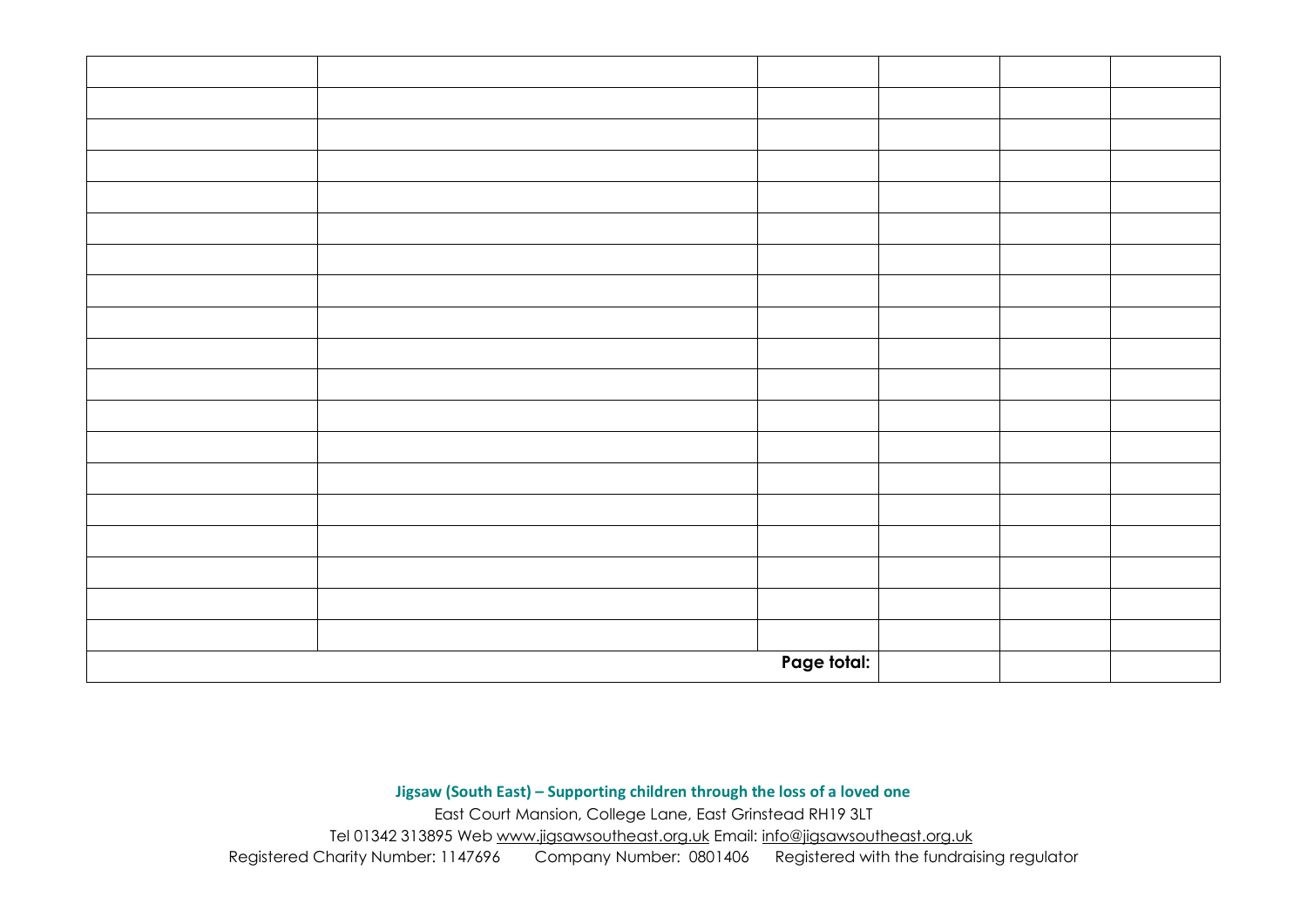| | | | | | |
|---|---|---|---|---|---|
| | | | | | |
| | | | | | |
| | | | | | |
| | | | | | |
| | | | | | |
| | | | | | |
| | | | | | |
| | | | | | |
| | | | | | |
| | | | | | |
| | | | | | |
| | | | | | |
| | | | | | |
| | | | | | |
| | | | | | |
| | | | | | |
| | | | | | |
| | | | | | |
| | | **Page total:** | | | |

**Jigsaw (South East) – Supporting children through the loss of a loved one**

East Court Mansion, College Lane, East Grinstead RH19 3LT

Tel 01342 313895 Web www.jigsawsoutheast.org.uk Email: info@jigsawsoutheast.org.uk

Registered Charity Number: 1147696 Company Number: 0801406 Registered with the fundraising regulator